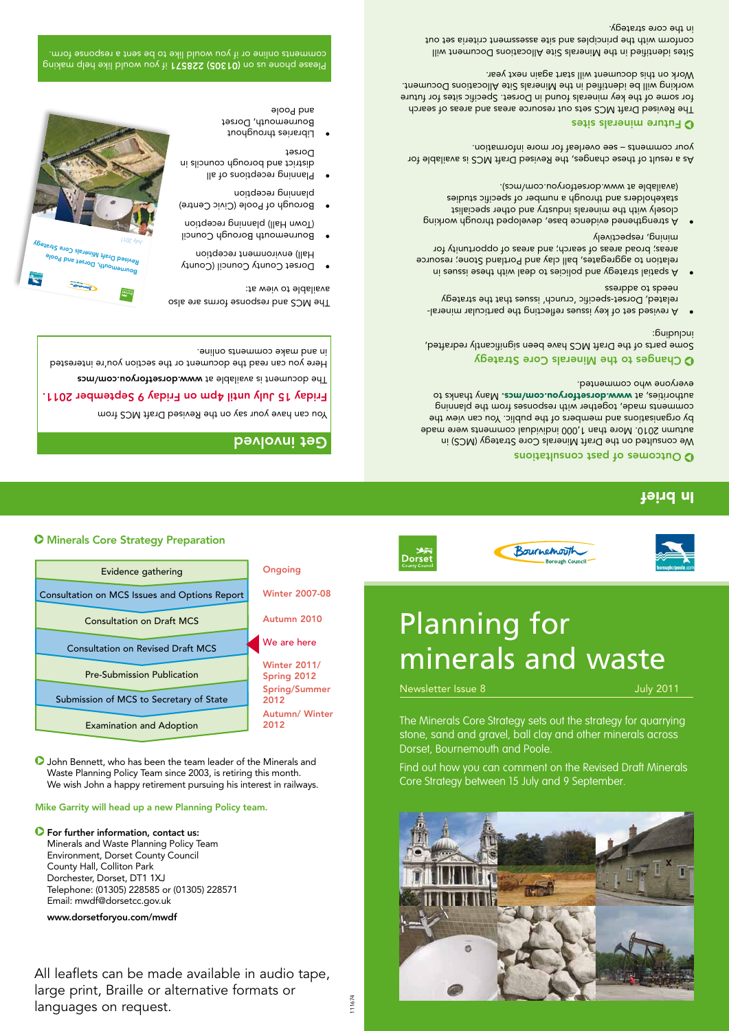# In brief

## Outcomes of past consultations

We consulted on the Draft Minerals Core Strategy (MCS) in autumn 2010. More than 1,000 individual comments were made by organisations or members of the public. You can view the comments made, together with responses from the planning authorities, at **www.dorsetforyou.com/mcs**. Many thanks to everyone who commented.

## Changes to the Minerals Core Strategy

Some parts of the Draft MCS have been significantly redrafted, including:

- A revised set of key issues reflecting the particular mineral-related, Dorset-specific, 'crunch' issues that the strategy needs to address
- A spatial strategy and policies to deal with these issues in relation to aggregates, ball clay and Portland Stone; resource areas, broad areas of search, and areas of opportunity for mining, respectively
- A strengthened evidence base, developed through working closely with the minerals industry and other specialist stakeholders and through a number of specific studies (available at www.dorsetforyou.com/mcs).

As a result of these changes, the Revised Draft MCS is available for your comments – see overleaf for more information.

## Future minerals sites

The Revised Draft MCS sets out resource areas and areas of search for some of the key minerals found in Dorset. Specific sites for future working will be identified in the Minerals Site Allocations Document. Work on this document will start again next year.

Sites identified in the Minerals Site Allocations Document will conform with the principles and site assessment criteria set out in the core strategy.

## Get involved

You can have your say on the Revised Draft MCS from

**Friday 15 July until 4pm on Friday 9 September 2011.**

The document is available at **www.dorsetforyou.com/mcs**

Here you can read the document or the section you're interested in and make comments online.

The MCS and response forms are also available to view at:

- Dorset County Council (County Hall) environment reception
- Bournemouth Borough Council (Town Hall) planning reception
- Borough of Poole (Civic Centre) planning reception
- Planning receptions of all district and borough councils in Dorset
- Libraries throughout Bournemouth, Dorset and Poole

Please phone us on (01305) 228571 if you would like help making comments online or if you would like to be sent a response form.

# Planning for minerals and waste

Newsletter Issue 8 July 2011

The Minerals Core Strategy sets out the strategy for quarrying stone, sand and gravel, ball clay and other minerals across Dorset, Bournemouth and Poole.

Find out how you can comment on the Revised Draft Minerals Core Strategy between 15 July and 9 September.

## Minerals Core Strategy Preparation

| Stage | Timing |
|---|---|
| Evidence gathering | Ongoing |
| Consultation on MCS Issues and Options Report | Winter 2007-08 |
| Consultation on Draft MCS | Autumn 2010 |
| Consultation on Revised Draft MCS | We are here |
| Pre-Submission Publication | Winter 2011/ Spring 2012 |
| Submission of MCS to Secretary of State | Spring/Summer 2012 |
| Examination and Adoption | Autumn/ Winter 2012 |

John Bennett, who has been the team leader of the Minerals and Waste Planning Policy Team since 2003, is retiring this month. We wish John a happy retirement pursuing his interest in railways.

Mike Garrity will head up a new Planning Policy team.

**For further information, contact us:**
Minerals and Waste Planning Policy Team
Environment, Dorset County Council
County Hall, Colliton Park
Dorchester, Dorset, DT1 1XJ
Telephone: (01305) 228585 or (01305) 228571
Email: mwdf@dorsetcc.gov.uk

**www.dorsetforyou.com/mwdf**

All leaflets can be made available in audio tape, large print, Braille or alternative formats or languages on request.

111674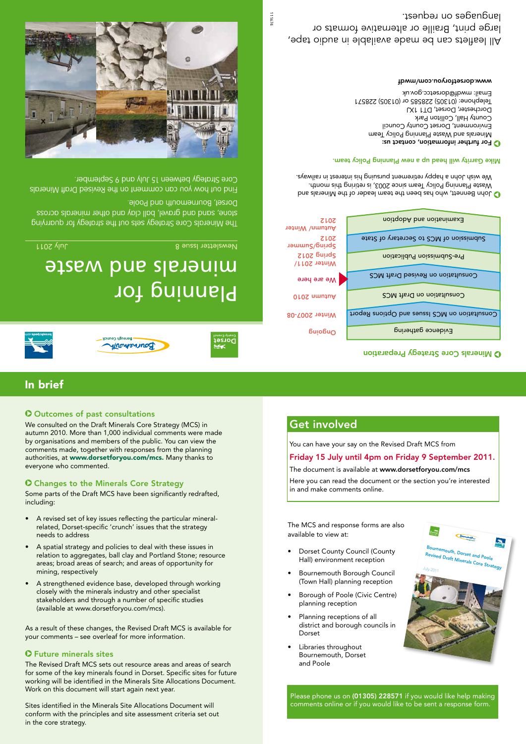# Planning for minerals and waste

Newsletter Issue 8

July 2011

The Minerals Core Strategy sets out the strategy for quarrying stone, sand and gravel, ball clay and other minerals across Dorset, Bournemouth and Poole.

Find out how you can comment on the Revised Draft Minerals Core Strategy between 15 July and 9 September.

## Minerals Core Strategy Preparation

| Stage | Timing |
|---|---|
| Evidence gathering | Ongoing |
| Consultation on MCS Issues and Options Report | Winter 2007-08 |
| Consultation on Draft MCS | Autumn 2010 |
| Consultation on Revised Draft MCS | We are here |
| Pre-Submission Publication | Winter 2011/ Spring 2012 |
| Submission of MCS to Secretary of State | Spring/Summer 2012 |
| Examination and Adoption | Autumn/ Winter 2012 |

John Bennett, who has been the team leader of the Minerals and Waste Planning Policy Team since 2003, is retiring this month. We wish John a happy retirement pursuing his interest in railways.

**Mike Garrity will head up a new Planning Policy team.**

**For further information, contact us:**

Minerals and Waste Planning Policy Team
Environment, Dorset County Council
County Hall, Colliton Park
Dorchester, Dorset, DT1 1XJ
Telephone: (01305) 228585 or (01305) 228571
Email: mwdf@dorsetcc.gov.uk

**www.dorsetforyou.com/mwdf**

All leaflets can be made available in audio tape, large print, Braille or alternative formats or languages on request.

111674

## In brief

### Outcomes of past consultations

We consulted on the Draft Minerals Core Strategy (MCS) in autumn 2010. More than 1,000 individual comments were made by organisations and members of the public. You can view the comments made, together with responses from the planning authorities, at **www.dorsetforyou.com/mcs.** Many thanks to everyone who commented.

### Changes to the Minerals Core Strategy

Some parts of the Draft MCS have been significantly redrafted, including:

- A revised set of key issues reflecting the particular mineral-related, Dorset-specific 'crunch' issues that the strategy needs to address
- A spatial strategy and policies to deal with these issues in relation to aggregates, ball clay and Portland Stone; resource areas; broad areas of search; and areas of opportunity for mining, respectively
- A strengthened evidence base, developed through working closely with the minerals industry and other specialist stakeholders and through a number of specific studies (available at www.dorsetforyou.com/mcs).

As a result of these changes, the Revised Draft MCS is available for your comments – see overleaf for more information.

### Future minerals sites

The Revised Draft MCS sets out resource areas and areas of search for some of the key minerals found in Dorset. Specific sites for future working will be identified in the Minerals Site Allocations Document. Work on this document will start again next year.

Sites identified in the Minerals Site Allocations Document will conform with the principles and site assessment criteria set out in the core strategy.

## Get involved

You can have your say on the Revised Draft MCS from

**Friday 15 July until 4pm on Friday 9 September 2011.**

The document is available at **www.dorsetforyou.com/mcs**

Here you can read the document or the section you're interested in and make comments online.

The MCS and response forms are also available to view at:

- Dorset County Council (County Hall) environment reception
- Bournemouth Borough Council (Town Hall) planning reception
- Borough of Poole (Civic Centre) planning reception
- Planning receptions of all district and borough councils in Dorset
- Libraries throughout Bournemouth, Dorset and Poole

Bournemouth, Dorset and Poole Revised Draft Minerals Core Strategy
July 2011

Please phone us on **(01305) 228571** if you would like help making comments online or if you would like to be sent a response form.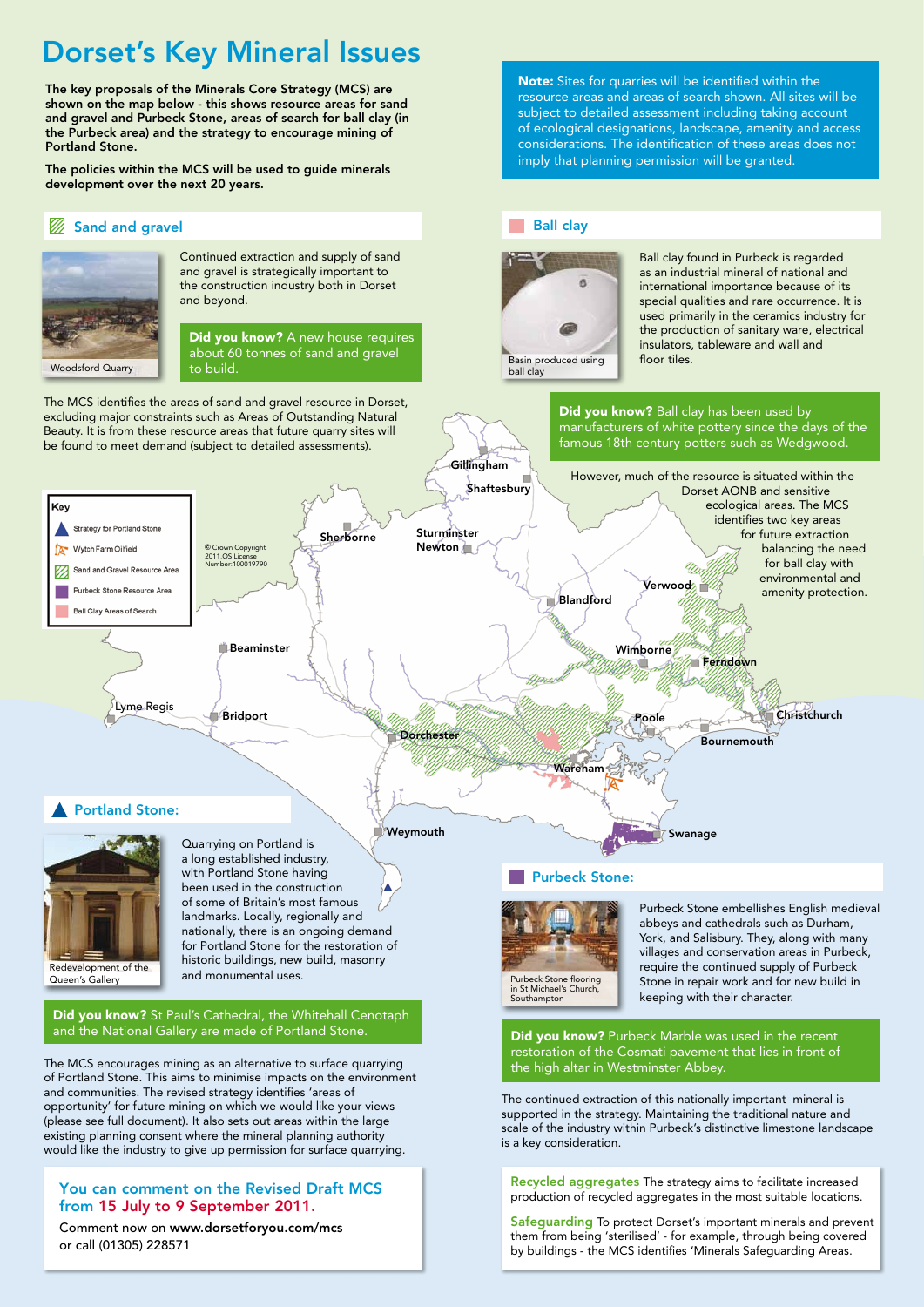# Dorset's Key Mineral Issues

**The key proposals of the Minerals Core Strategy (MCS) are shown on the map below - this shows resource areas for sand and gravel and Purbeck Stone, areas of search for ball clay (in the Purbeck area) and the strategy to encourage mining of Portland Stone.**

**The policies within the MCS will be used to guide minerals development over the next 20 years.**

**Note:** Sites for quarries will be identified within the resource areas and areas of search shown. All sites will be subject to detailed assessment including taking account of ecological designations, landscape, amenity and access considerations. The identification of these areas does not imply that planning permission will be granted.

## Sand and gravel

Woodsford Quarry

Continued extraction and supply of sand and gravel is strategically important to the construction industry both in Dorset and beyond.

**Did you know?** A new house requires about 60 tonnes of sand and gravel to build.

The MCS identifies the areas of sand and gravel resource in Dorset, excluding major constraints such as Areas of Outstanding Natural Beauty. It is from these resource areas that future quarry sites will be found to meet demand (subject to detailed assessments).

## Ball clay

Basin produced using ball clay

Ball clay found in Purbeck is regarded as an industrial mineral of national and international importance because of its special qualities and rare occurrence. It is used primarily in the ceramics industry for the production of sanitary ware, electrical insulators, tableware and wall and floor tiles.

**Did you know?** Ball clay has been used by manufacturers of white pottery since the days of the famous 18th century potters such as Wedgwood.

However, much of the resource is situated within the Dorset AONB and sensitive ecological areas. The MCS identifies two key areas for future extraction balancing the need for ball clay with environmental and amenity protection.

Key
- Strategy for Portland Stone
- Wytch Farm Oilfield
- Sand and Gravel Resource Area
- Purbeck Stone Resource Area
- Ball Clay Areas of Search

© Crown Copyright 2011.OS License Number:100019790

Gillingham
Shaftesbury
Sherborne
Sturminster Newton
Blandford
Verwood
Wimborne
Ferndown
Beaminster
Lyme Regis
Bridport
Dorchester
Poole
Christchurch
Bournemouth
Wareham
Weymouth
Swanage

## Portland Stone:

Redevelopment of the Queen's Gallery

Quarrying on Portland is a long established industry, with Portland Stone having been used in the construction of some of Britain's most famous landmarks. Locally, regionally and nationally, there is an ongoing demand for Portland Stone for the restoration of historic buildings, new build, masonry and monumental uses.

**Did you know?** St Paul's Cathedral, the Whitehall Cenotaph and the National Gallery are made of Portland Stone.

The MCS encourages mining as an alternative to surface quarrying of Portland Stone. This aims to minimise impacts on the environment and communities. The revised strategy identifies 'areas of opportunity' for future mining on which we would like your views (please see full document). It also sets out areas within the large existing planning consent where the mineral planning authority would like the industry to give up permission for surface quarrying.

## Purbeck Stone:

Purbeck Stone flooring in St Michael's Church, Southampton

Purbeck Stone embellishes English medieval abbeys and cathedrals such as Durham, York, and Salisbury. They, along with many villages and conservation areas in Purbeck, require the continued supply of Purbeck Stone in repair work and for new build in keeping with their character.

**Did you know?** Purbeck Marble was used in the recent restoration of the Cosmati pavement that lies in front of the high altar in Westminster Abbey.

The continued extraction of this nationally important mineral is supported in the strategy. Maintaining the traditional nature and scale of the industry within Purbeck's distinctive limestone landscape is a key consideration.

**You can comment on the Revised Draft MCS from 15 July to 9 September 2011.**

Comment now on **www.dorsetforyou.com/mcs** or call (01305) 228571

**Recycled aggregates** The strategy aims to facilitate increased production of recycled aggregates in the most suitable locations.

**Safeguarding** To protect Dorset's important minerals and prevent them from being 'sterilised' - for example, through being covered by buildings - the MCS identifies 'Minerals Safeguarding Areas.